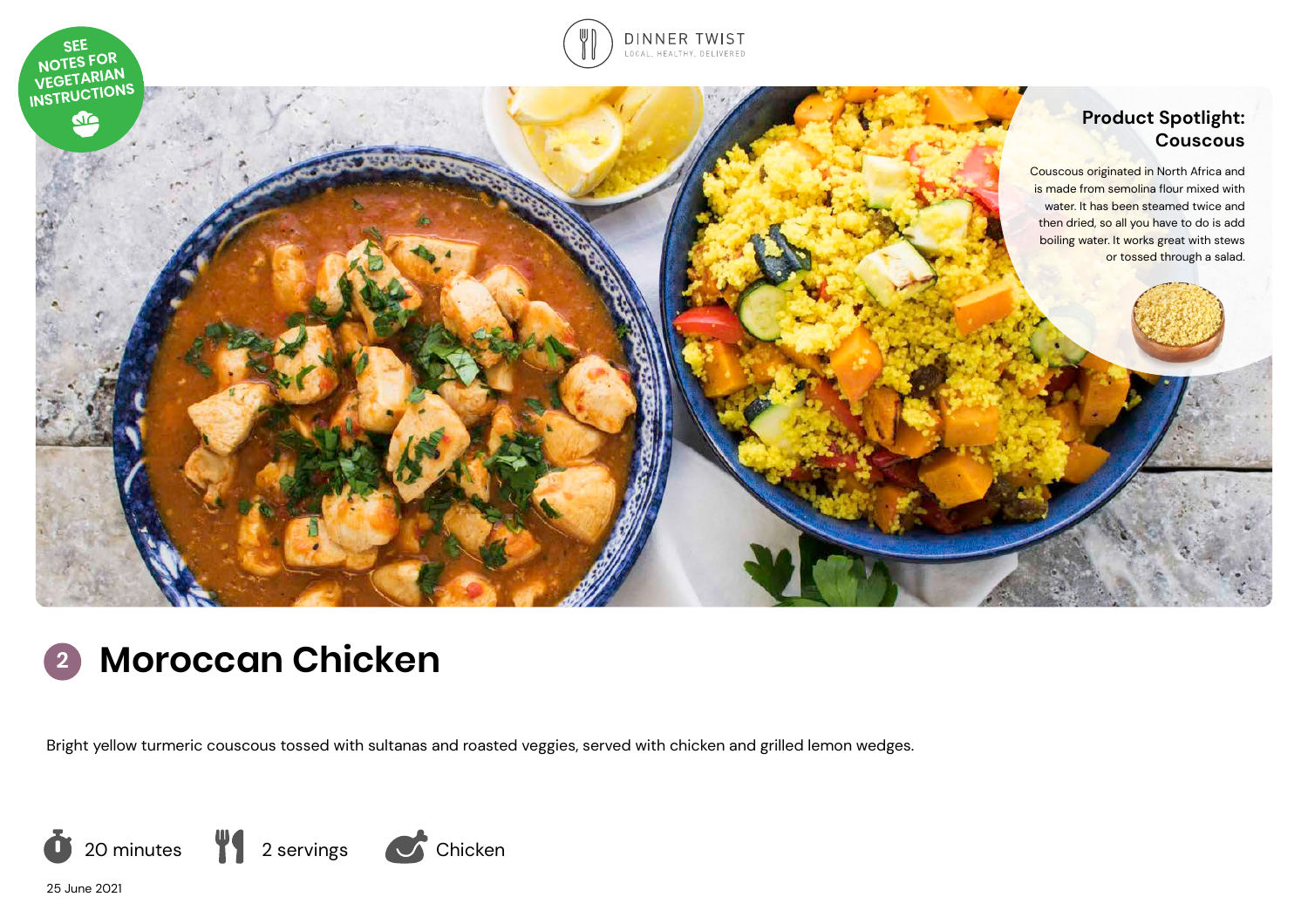SEE NOTES FOR VEGETARIAN INSTRUCTIONS

DINNER TWIST
LOCAL, HEALTHY, DELIVERED

## Product Spotlight: Couscous

Couscous originated in North Africa and is made from semolina flour mixed with water. It has been steamed twice and then dried, so all you have to do is add boiling water. It works great with stews or tossed through a salad.

# 2 Moroccan Chicken

Bright yellow turmeric couscous tossed with sultanas and roasted veggies, served with chicken and grilled lemon wedges.

20 minutes | 2 servings | Chicken

25 June 2021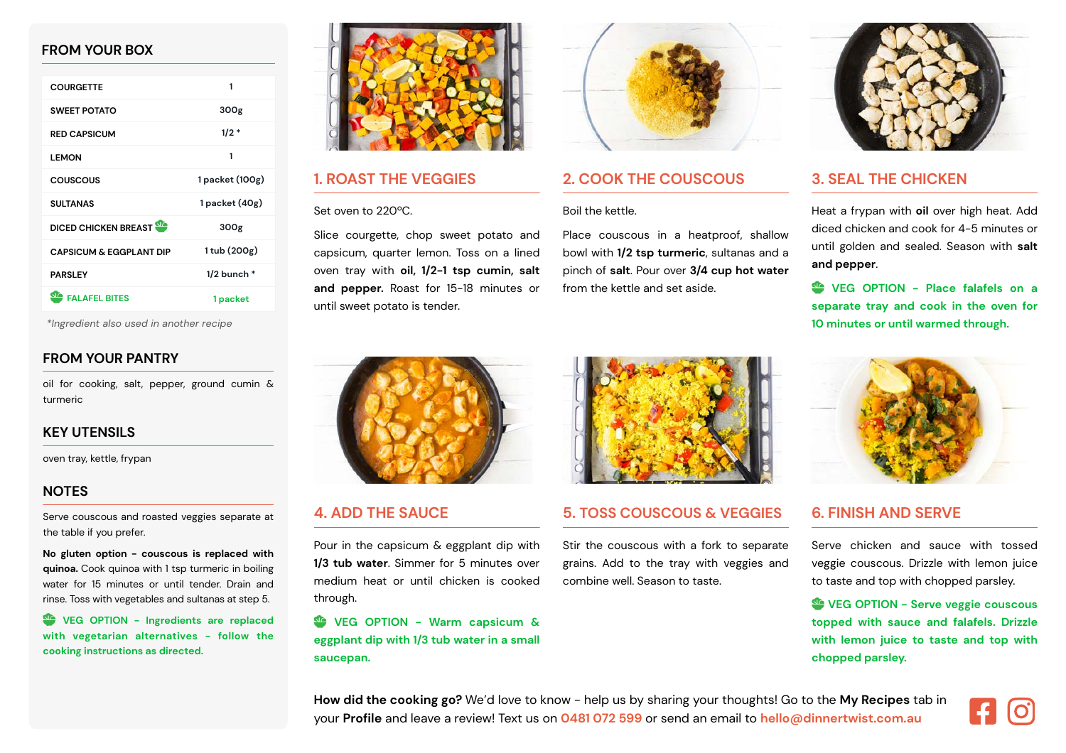## FROM YOUR BOX

| | |
|---|---|
| COURGETTE | 1 |
| SWEET POTATO | 300g |
| RED CAPSICUM | 1/2 * |
| LEMON | 1 |
| COUSCOUS | 1 packet (100g) |
| SULTANAS | 1 packet (40g) |
| DICED CHICKEN BREAST | 300g |
| CAPSICUM & EGGPLANT DIP | 1 tub (200g) |
| PARSLEY | 1/2 bunch * |
| FALAFEL BITES | 1 packet |

*Ingredient also used in another recipe*

## FROM YOUR PANTRY

oil for cooking, salt, pepper, ground cumin & turmeric

## KEY UTENSILS

oven tray, kettle, frypan

## NOTES

Serve couscous and roasted veggies separate at the table if you prefer.

**No gluten option - couscous is replaced with quinoa.** Cook quinoa with 1 tsp turmeric in boiling water for 15 minutes or until tender. Drain and rinse. Toss with vegetables and sultanas at step 5.

**VEG OPTION - Ingredients are replaced with vegetarian alternatives - follow the cooking instructions as directed.**

## 1. ROAST THE VEGGIES

Set oven to 220°C.

Slice courgette, chop sweet potato and capsicum, quarter lemon. Toss on a lined oven tray with **oil, 1/2-1 tsp cumin, salt and pepper.** Roast for 15-18 minutes or until sweet potato is tender.

## 2. COOK THE COUSCOUS

Boil the kettle.

Place couscous in a heatproof, shallow bowl with **1/2 tsp turmeric**, sultanas and a pinch of **salt**. Pour over **3/4 cup hot water** from the kettle and set aside.

## 3. SEAL THE CHICKEN

Heat a frypan with **oil** over high heat. Add diced chicken and cook for 4-5 minutes or until golden and sealed. Season with **salt and pepper**.

**VEG OPTION - Place falafels on a separate tray and cook in the oven for 10 minutes or until warmed through.**

## 4. ADD THE SAUCE

Pour in the capsicum & eggplant dip with **1/3 tub water**. Simmer for 5 minutes over medium heat or until chicken is cooked through.

**VEG OPTION - Warm capsicum & eggplant dip with 1/3 tub water in a small saucepan.**

## 5. TOSS COUSCOUS & VEGGIES

Stir the couscous with a fork to separate grains. Add to the tray with veggies and combine well. Season to taste.

## 6. FINISH AND SERVE

Serve chicken and sauce with tossed veggie couscous. Drizzle with lemon juice to taste and top with chopped parsley.

**VEG OPTION - Serve veggie couscous topped with sauce and falafels. Drizzle with lemon juice to taste and top with chopped parsley.**

**How did the cooking go?** We'd love to know - help us by sharing your thoughts! Go to the **My Recipes** tab in your **Profile** and leave a review! Text us on 0481 072 599 or send an email to hello@dinnertwist.com.au